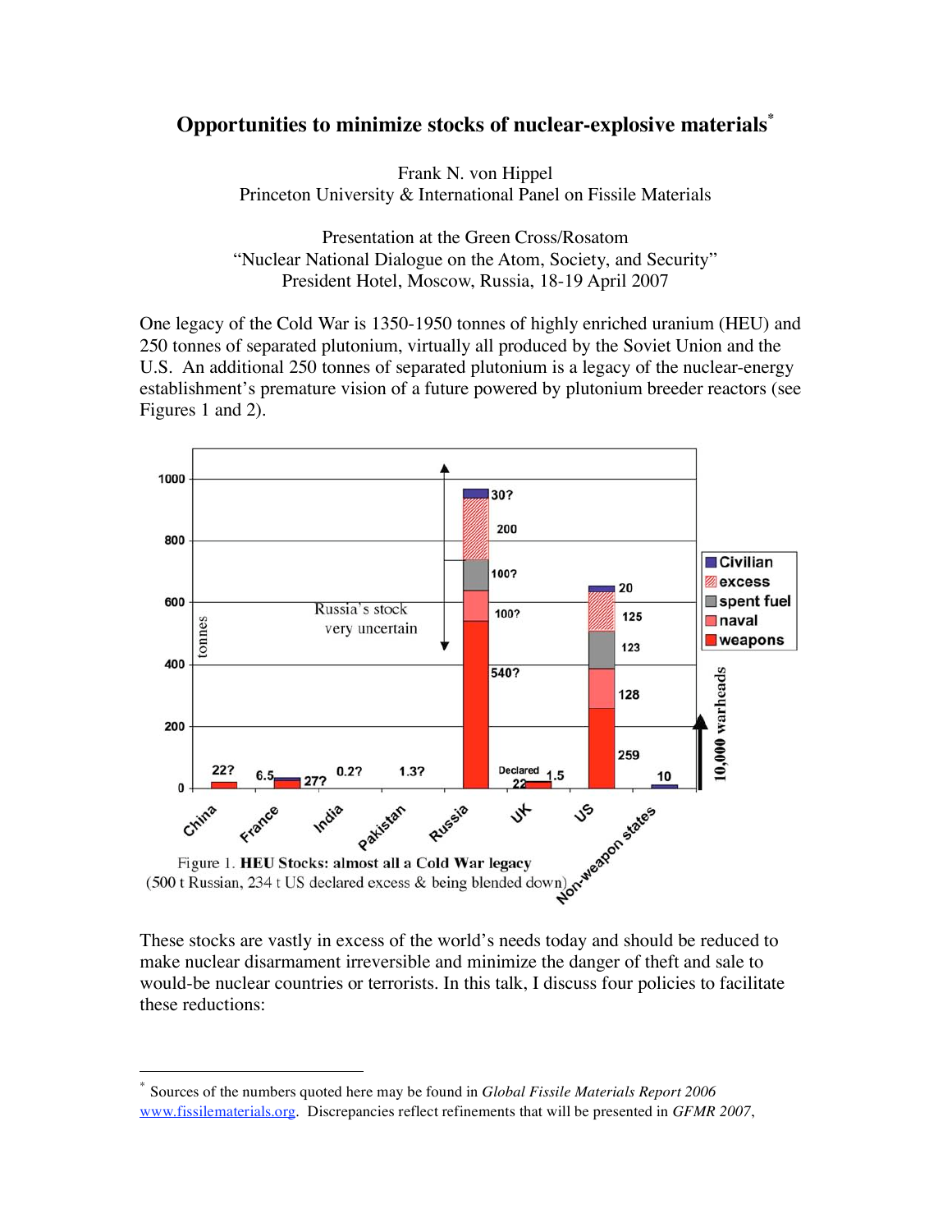# Opportunities to minimize stocks of nuclear-explosive materials*

Frank N. von Hippel
Princeton University & International Panel on Fissile Materials

Presentation at the Green Cross/Rosatom
"Nuclear National Dialogue on the Atom, Society, and Security"
President Hotel, Moscow, Russia, 18-19 April 2007

One legacy of the Cold War is 1350-1950 tonnes of highly enriched uranium (HEU) and 250 tonnes of separated plutonium, virtually all produced by the Soviet Union and the U.S. An additional 250 tonnes of separated plutonium is a legacy of the nuclear-energy establishment's premature vision of a future powered by plutonium breeder reactors (see Figures 1 and 2).

Figure 1. **HEU Stocks: almost all a Cold War legacy**
(500 t Russian, 234 t US declared excess & being blended down)

These stocks are vastly in excess of the world's needs today and should be reduced to make nuclear disarmament irreversible and minimize the danger of theft and sale to would-be nuclear countries or terrorists. In this talk, I discuss four policies to facilitate these reductions:

---

* Sources of the numbers quoted here may be found in *Global Fissile Materials Report 2006* www.fissilematerials.org. Discrepancies reflect refinements that will be presented in *GFMR 2007*,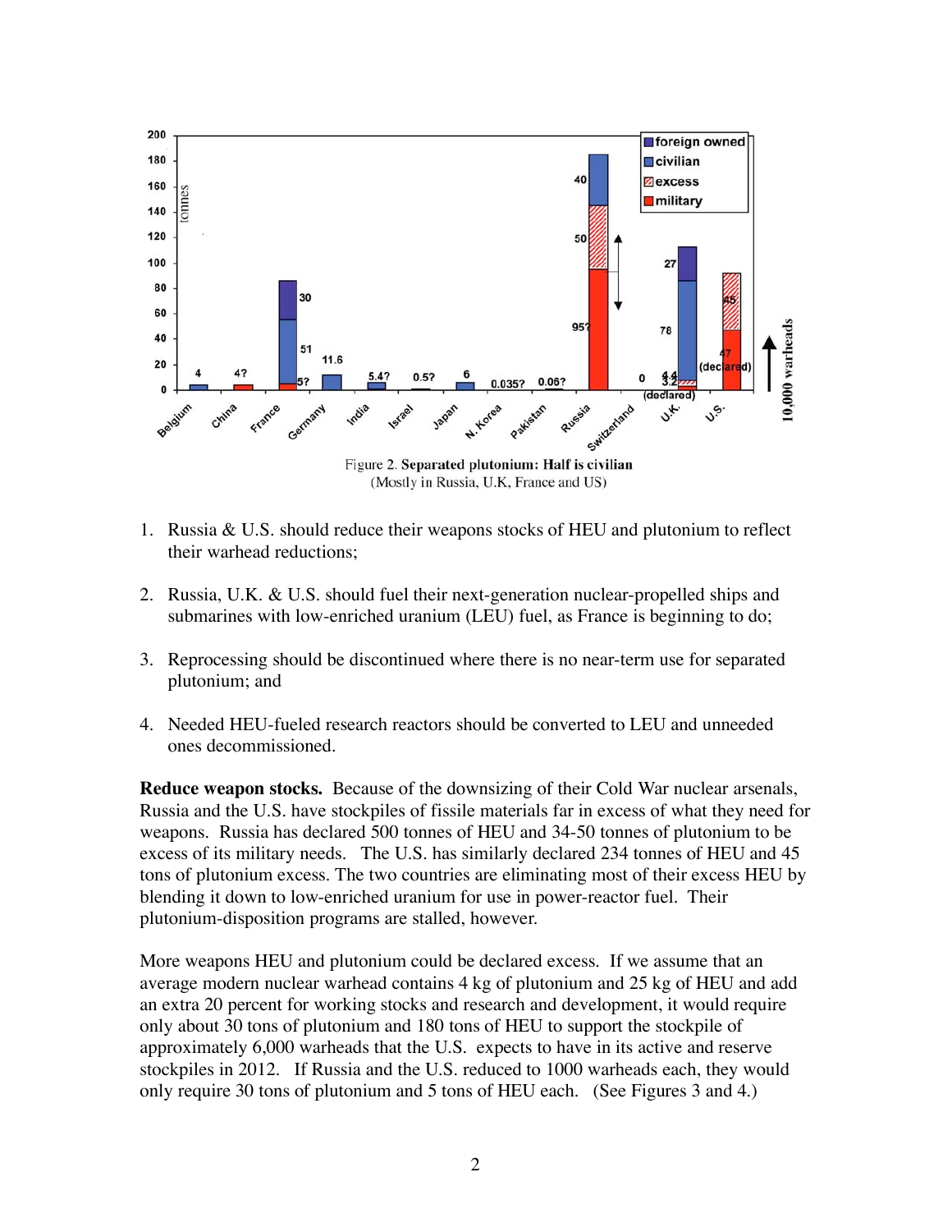Figure 2. **Separated plutonium: Half is civilian**
(Mostly in Russia, U.K, France and US)

1. Russia & U.S. should reduce their weapons stocks of HEU and plutonium to reflect their warhead reductions;

2. Russia, U.K. & U.S. should fuel their next-generation nuclear-propelled ships and submarines with low-enriched uranium (LEU) fuel, as France is beginning to do;

3. Reprocessing should be discontinued where there is no near-term use for separated plutonium; and

4. Needed HEU-fueled research reactors should be converted to LEU and unneeded ones decommissioned.

**Reduce weapon stocks.** Because of the downsizing of their Cold War nuclear arsenals, Russia and the U.S. have stockpiles of fissile materials far in excess of what they need for weapons. Russia has declared 500 tonnes of HEU and 34-50 tonnes of plutonium to be excess of its military needs. The U.S. has similarly declared 234 tonnes of HEU and 45 tons of plutonium excess. The two countries are eliminating most of their excess HEU by blending it down to low-enriched uranium for use in power-reactor fuel. Their plutonium-disposition programs are stalled, however.

More weapons HEU and plutonium could be declared excess. If we assume that an average modern nuclear warhead contains 4 kg of plutonium and 25 kg of HEU and add an extra 20 percent for working stocks and research and development, it would require only about 30 tons of plutonium and 180 tons of HEU to support the stockpile of approximately 6,000 warheads that the U.S. expects to have in its active and reserve stockpiles in 2012. If Russia and the U.S. reduced to 1000 warheads each, they would only require 30 tons of plutonium and 5 tons of HEU each. (See Figures 3 and 4.)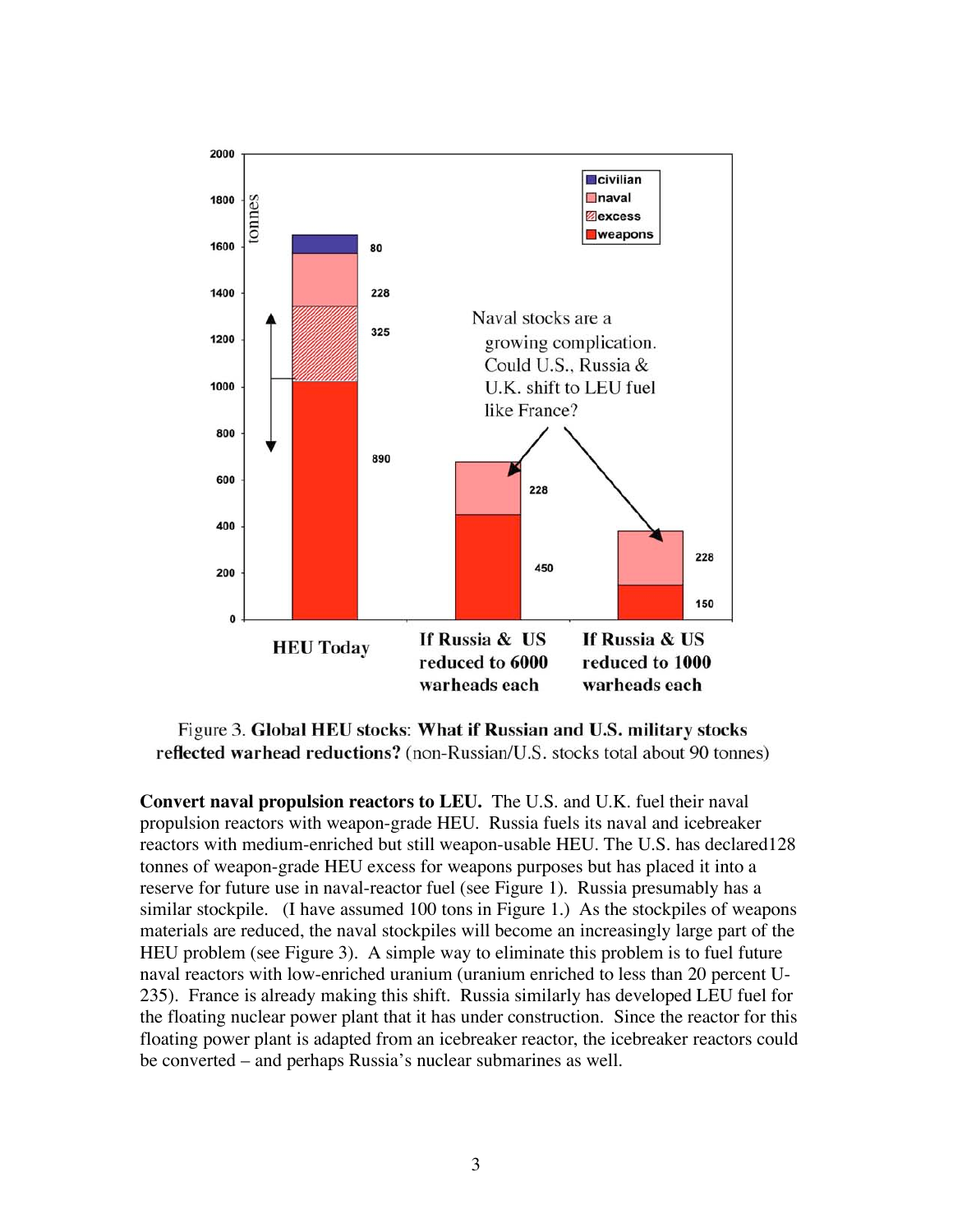Figure 3. **Global HEU stocks**: **What if Russian and U.S. military stocks reflected warhead reductions?** (non-Russian/U.S. stocks total about 90 tonnes)

**Convert naval propulsion reactors to LEU.** The U.S. and U.K. fuel their naval propulsion reactors with weapon-grade HEU. Russia fuels its naval and icebreaker reactors with medium-enriched but still weapon-usable HEU. The U.S. has declared128 tonnes of weapon-grade HEU excess for weapons purposes but has placed it into a reserve for future use in naval-reactor fuel (see Figure 1). Russia presumably has a similar stockpile. (I have assumed 100 tons in Figure 1.) As the stockpiles of weapons materials are reduced, the naval stockpiles will become an increasingly large part of the HEU problem (see Figure 3). A simple way to eliminate this problem is to fuel future naval reactors with low-enriched uranium (uranium enriched to less than 20 percent U-235). France is already making this shift. Russia similarly has developed LEU fuel for the floating nuclear power plant that it has under construction. Since the reactor for this floating power plant is adapted from an icebreaker reactor, the icebreaker reactors could be converted – and perhaps Russia's nuclear submarines as well.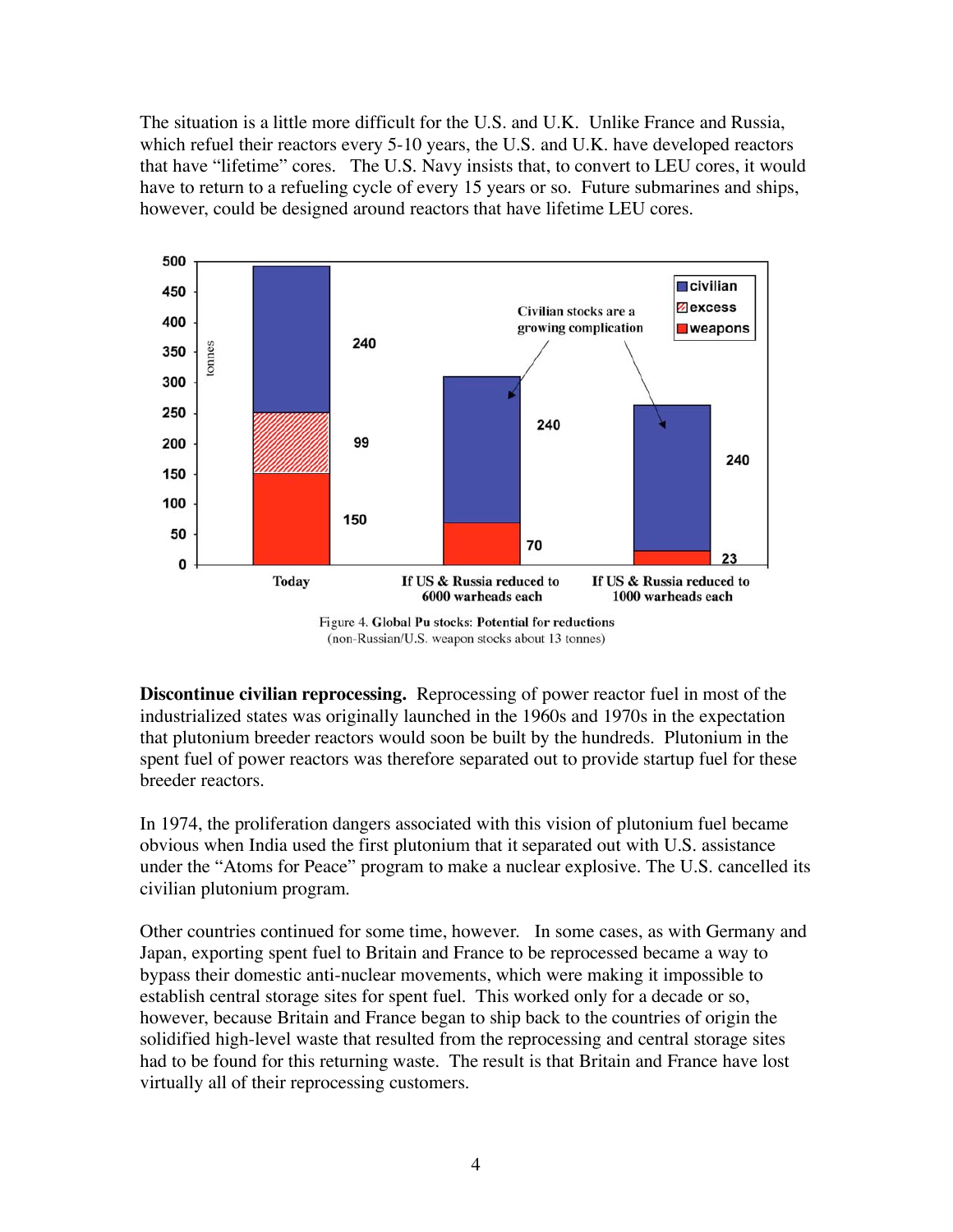The situation is a little more difficult for the U.S. and U.K. Unlike France and Russia, which refuel their reactors every 5-10 years, the U.S. and U.K. have developed reactors that have "lifetime" cores. The U.S. Navy insists that, to convert to LEU cores, it would have to return to a refueling cycle of every 15 years or so. Future submarines and ships, however, could be designed around reactors that have lifetime LEU cores.

Figure 4. **Global Pu stocks: Potential for reductions**
(non-Russian/U.S. weapon stocks about 13 tonnes)

**Discontinue civilian reprocessing.** Reprocessing of power reactor fuel in most of the industrialized states was originally launched in the 1960s and 1970s in the expectation that plutonium breeder reactors would soon be built by the hundreds. Plutonium in the spent fuel of power reactors was therefore separated out to provide startup fuel for these breeder reactors.

In 1974, the proliferation dangers associated with this vision of plutonium fuel became obvious when India used the first plutonium that it separated out with U.S. assistance under the "Atoms for Peace" program to make a nuclear explosive. The U.S. cancelled its civilian plutonium program.

Other countries continued for some time, however. In some cases, as with Germany and Japan, exporting spent fuel to Britain and France to be reprocessed became a way to bypass their domestic anti-nuclear movements, which were making it impossible to establish central storage sites for spent fuel. This worked only for a decade or so, however, because Britain and France began to ship back to the countries of origin the solidified high-level waste that resulted from the reprocessing and central storage sites had to be found for this returning waste. The result is that Britain and France have lost virtually all of their reprocessing customers.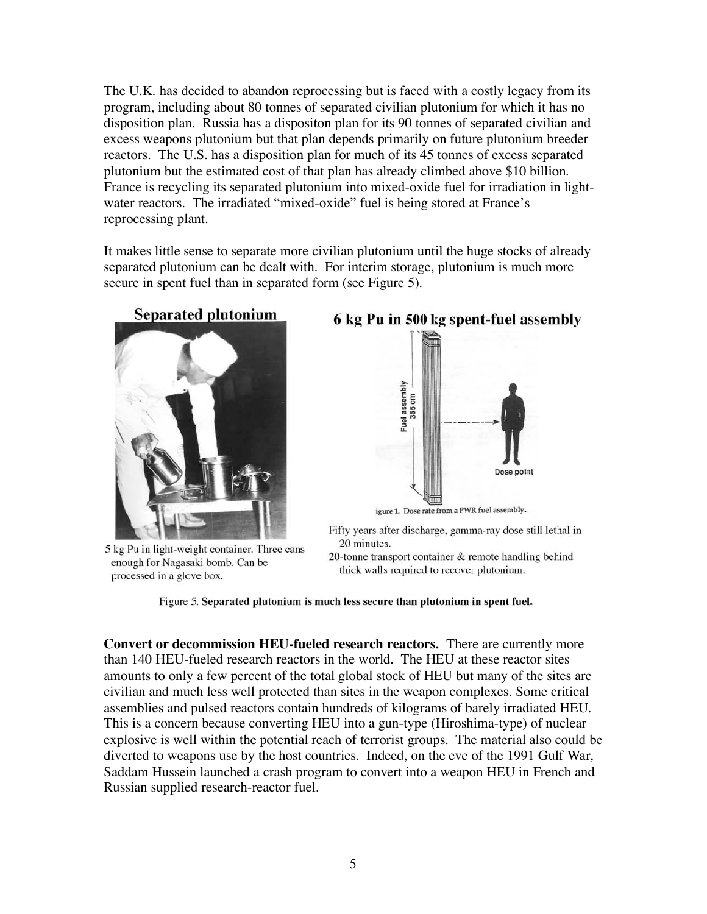The U.K. has decided to abandon reprocessing but is faced with a costly legacy from its program, including about 80 tonnes of separated civilian plutonium for which it has no disposition plan. Russia has a dispositon plan for its 90 tonnes of separated civilian and excess weapons plutonium but that plan depends primarily on future plutonium breeder reactors. The U.S. has a disposition plan for much of its 45 tonnes of excess separated plutonium but the estimated cost of that plan has already climbed above $10 billion. France is recycling its separated plutonium into mixed-oxide fuel for irradiation in light-water reactors. The irradiated "mixed-oxide" fuel is being stored at France's reprocessing plant.

It makes little sense to separate more civilian plutonium until the huge stocks of already separated plutonium can be dealt with. For interim storage, plutonium is much more secure in spent fuel than in separated form (see Figure 5).

**Separated plutonium**

5 kg Pu in light-weight container. Three cans enough for Nagasaki bomb. Can be processed in a glove box.

**6 kg Pu in 500 kg spent-fuel assembly**

Fuel assembly 365 cm

Dose point

igure 1. Dose rate from a PWR fuel assembly.

Fifty years after discharge, gamma-ray dose still lethal in 20 minutes.

20-tonne transport container & remote handling behind thick walls required to recover plutonium.

Figure 5. **Separated plutonium is much less secure than plutonium in spent fuel.**

**Convert or decommission HEU-fueled research reactors.** There are currently more than 140 HEU-fueled research reactors in the world. The HEU at these reactor sites amounts to only a few percent of the total global stock of HEU but many of the sites are civilian and much less well protected than sites in the weapon complexes. Some critical assemblies and pulsed reactors contain hundreds of kilograms of barely irradiated HEU. This is a concern because converting HEU into a gun-type (Hiroshima-type) of nuclear explosive is well within the potential reach of terrorist groups. The material also could be diverted to weapons use by the host countries. Indeed, on the eve of the 1991 Gulf War, Saddam Hussein launched a crash program to convert into a weapon HEU in French and Russian supplied research-reactor fuel.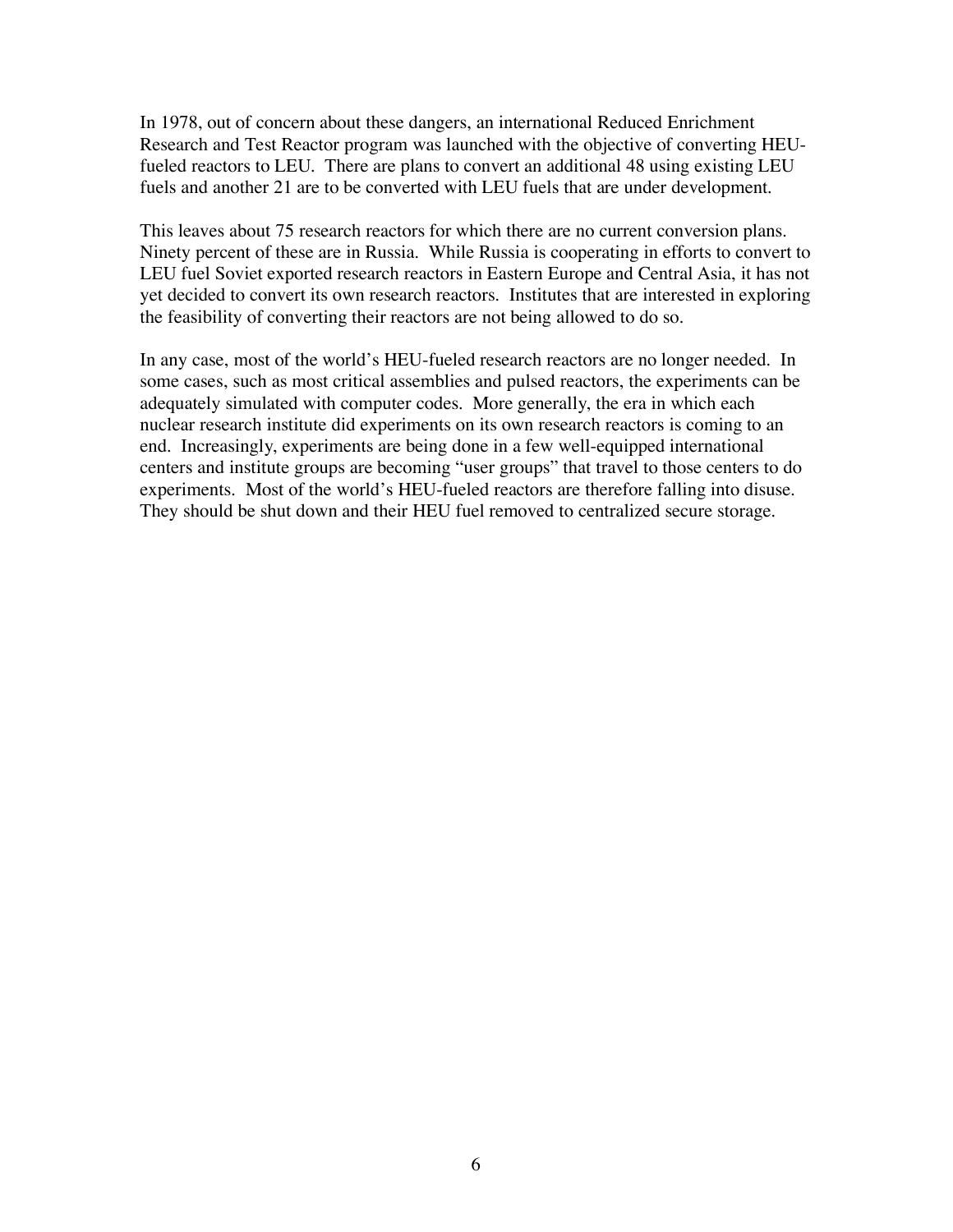In 1978, out of concern about these dangers, an international Reduced Enrichment Research and Test Reactor program was launched with the objective of converting HEU-fueled reactors to LEU. There are plans to convert an additional 48 using existing LEU fuels and another 21 are to be converted with LEU fuels that are under development.

This leaves about 75 research reactors for which there are no current conversion plans. Ninety percent of these are in Russia. While Russia is cooperating in efforts to convert to LEU fuel Soviet exported research reactors in Eastern Europe and Central Asia, it has not yet decided to convert its own research reactors. Institutes that are interested in exploring the feasibility of converting their reactors are not being allowed to do so.

In any case, most of the world's HEU-fueled research reactors are no longer needed. In some cases, such as most critical assemblies and pulsed reactors, the experiments can be adequately simulated with computer codes. More generally, the era in which each nuclear research institute did experiments on its own research reactors is coming to an end. Increasingly, experiments are being done in a few well-equipped international centers and institute groups are becoming "user groups" that travel to those centers to do experiments. Most of the world's HEU-fueled reactors are therefore falling into disuse. They should be shut down and their HEU fuel removed to centralized secure storage.